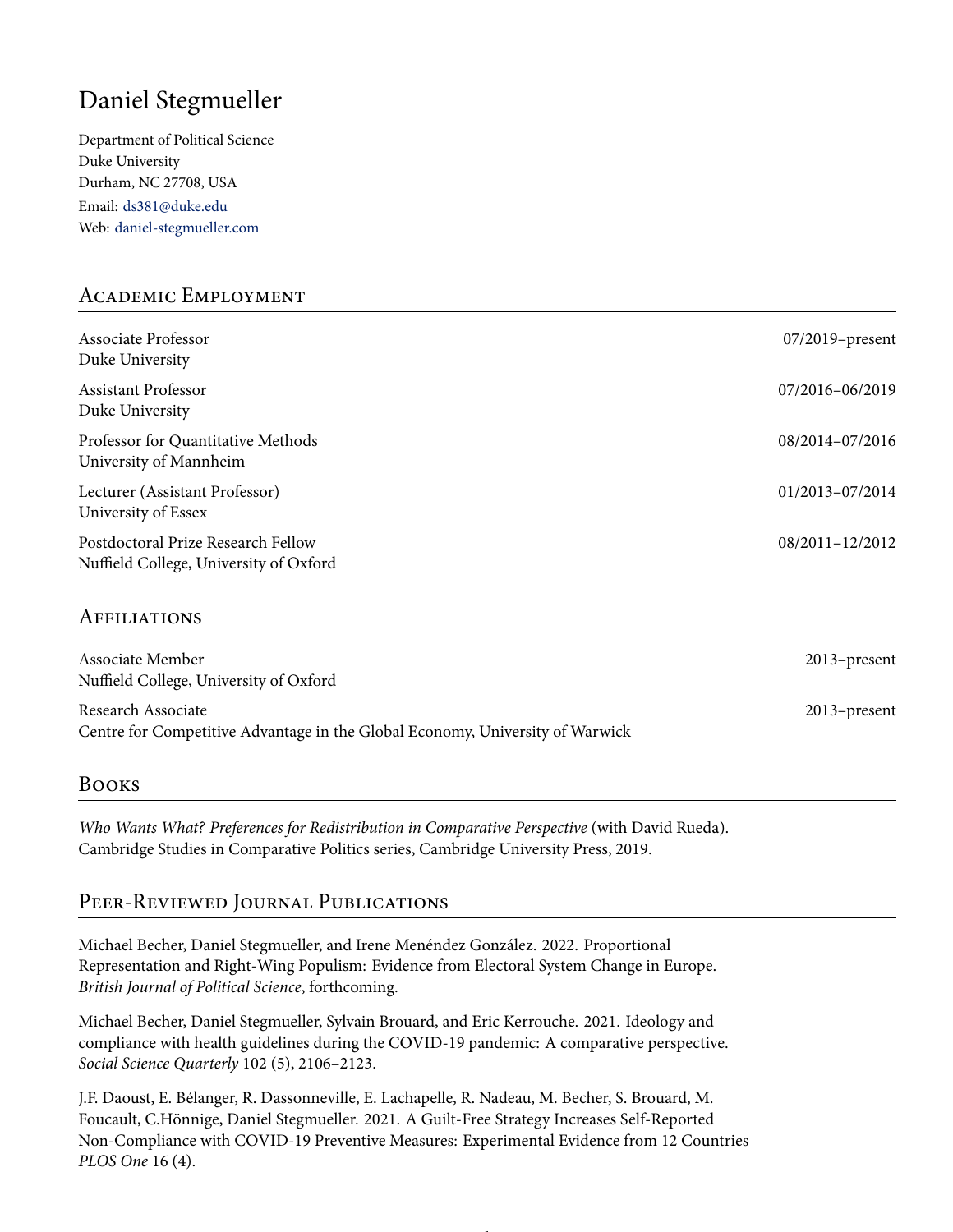# Daniel Stegmueller

Department of Political Science
Duke University
Durham, NC 27708, USA
Email: ds381@duke.edu
Web: daniel-stegmueller.com

## Academic Employment

Associate Professor — 07/2019–present
Duke University

Assistant Professor — 07/2016–06/2019
Duke University

Professor for Quantitative Methods — 08/2014–07/2016
University of Mannheim

Lecturer (Assistant Professor) — 01/2013–07/2014
University of Essex

Postdoctoral Prize Research Fellow — 08/2011–12/2012
Nuffield College, University of Oxford

## Affiliations

Associate Member — 2013–present
Nuffield College, University of Oxford

Research Associate — 2013–present
Centre for Competitive Advantage in the Global Economy, University of Warwick

## Books

*Who Wants What? Preferences for Redistribution in Comparative Perspective* (with David Rueda). Cambridge Studies in Comparative Politics series, Cambridge University Press, 2019.

## Peer-Reviewed Journal Publications

Michael Becher, Daniel Stegmueller, and Irene Menéndez González. 2022. Proportional Representation and Right-Wing Populism: Evidence from Electoral System Change in Europe. *British Journal of Political Science*, forthcoming.

Michael Becher, Daniel Stegmueller, Sylvain Brouard, and Eric Kerrouche. 2021. Ideology and compliance with health guidelines during the COVID-19 pandemic: A comparative perspective. *Social Science Quarterly* 102 (5), 2106–2123.

J.F. Daoust, E. Bélanger, R. Dassonneville, E. Lachapelle, R. Nadeau, M. Becher, S. Brouard, M. Foucault, C.Hönnige, Daniel Stegmueller. 2021. A Guilt-Free Strategy Increases Self-Reported Non-Compliance with COVID-19 Preventive Measures: Experimental Evidence from 12 Countries *PLOS One* 16 (4).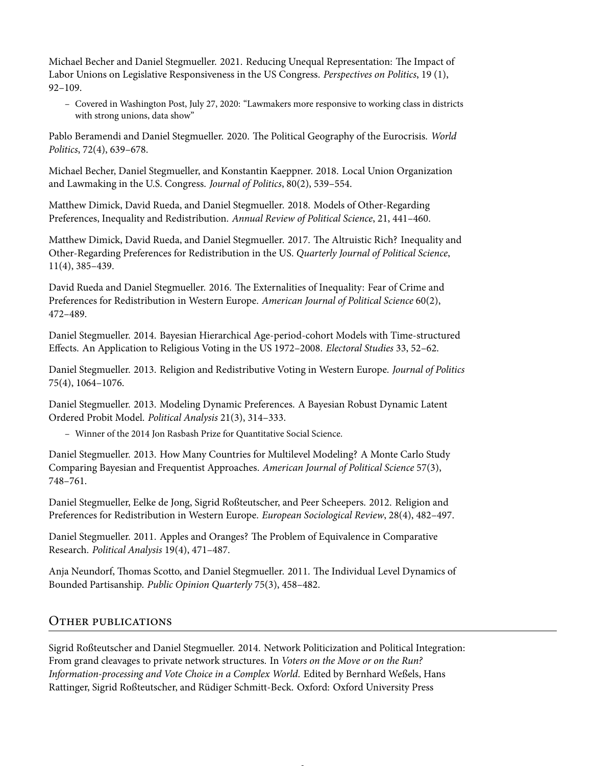Michael Becher and Daniel Stegmueller. 2021. Reducing Unequal Representation: The Impact of Labor Unions on Legislative Responsiveness in the US Congress. *Perspectives on Politics*, 19 (1), 92–109.

- Covered in Washington Post, July 27, 2020: "Lawmakers more responsive to working class in districts with strong unions, data show"

Pablo Beramendi and Daniel Stegmueller. 2020. The Political Geography of the Eurocrisis. *World Politics*, 72(4), 639–678.

Michael Becher, Daniel Stegmueller, and Konstantin Kaeppner. 2018. Local Union Organization and Lawmaking in the U.S. Congress. *Journal of Politics*, 80(2), 539–554.

Matthew Dimick, David Rueda, and Daniel Stegmueller. 2018. Models of Other-Regarding Preferences, Inequality and Redistribution. *Annual Review of Political Science*, 21, 441–460.

Matthew Dimick, David Rueda, and Daniel Stegmueller. 2017. The Altruistic Rich? Inequality and Other-Regarding Preferences for Redistribution in the US. *Quarterly Journal of Political Science*, 11(4), 385–439.

David Rueda and Daniel Stegmueller. 2016. The Externalities of Inequality: Fear of Crime and Preferences for Redistribution in Western Europe. *American Journal of Political Science* 60(2), 472–489.

Daniel Stegmueller. 2014. Bayesian Hierarchical Age-period-cohort Models with Time-structured Effects. An Application to Religious Voting in the US 1972–2008. *Electoral Studies* 33, 52–62.

Daniel Stegmueller. 2013. Religion and Redistributive Voting in Western Europe. *Journal of Politics* 75(4), 1064–1076.

Daniel Stegmueller. 2013. Modeling Dynamic Preferences. A Bayesian Robust Dynamic Latent Ordered Probit Model. *Political Analysis* 21(3), 314–333.

- Winner of the 2014 Jon Rasbash Prize for Quantitative Social Science.

Daniel Stegmueller. 2013. How Many Countries for Multilevel Modeling? A Monte Carlo Study Comparing Bayesian and Frequentist Approaches. *American Journal of Political Science* 57(3), 748–761.

Daniel Stegmueller, Eelke de Jong, Sigrid Roßteutscher, and Peer Scheepers. 2012. Religion and Preferences for Redistribution in Western Europe. *European Sociological Review*, 28(4), 482–497.

Daniel Stegmueller. 2011. Apples and Oranges? The Problem of Equivalence in Comparative Research. *Political Analysis* 19(4), 471–487.

Anja Neundorf, Thomas Scotto, and Daniel Stegmueller. 2011. The Individual Level Dynamics of Bounded Partisanship. *Public Opinion Quarterly* 75(3), 458–482.

## Other publications

Sigrid Roßteutscher and Daniel Stegmueller. 2014. Network Politicization and Political Integration: From grand cleavages to private network structures. In *Voters on the Move or on the Run? Information-processing and Vote Choice in a Complex World*. Edited by Bernhard Weßels, Hans Rattinger, Sigrid Roßteutscher, and Rüdiger Schmitt-Beck. Oxford: Oxford University Press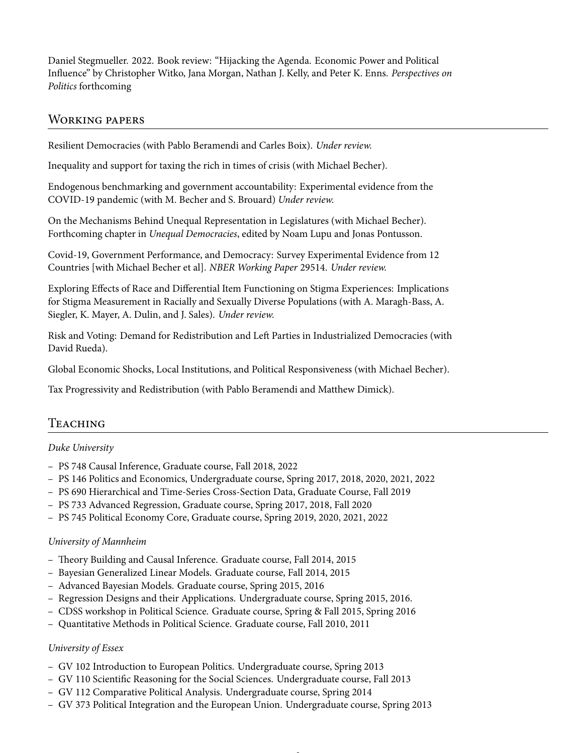Daniel Stegmueller. 2022. Book review: "Hijacking the Agenda. Economic Power and Political Influence" by Christopher Witko, Jana Morgan, Nathan J. Kelly, and Peter K. Enns. *Perspectives on Politics* forthcoming

## Working papers

Resilient Democracies (with Pablo Beramendi and Carles Boix). *Under review.*

Inequality and support for taxing the rich in times of crisis (with Michael Becher).

Endogenous benchmarking and government accountability: Experimental evidence from the COVID-19 pandemic (with M. Becher and S. Brouard) *Under review.*

On the Mechanisms Behind Unequal Representation in Legislatures (with Michael Becher). Forthcoming chapter in *Unequal Democracies*, edited by Noam Lupu and Jonas Pontusson.

Covid-19, Government Performance, and Democracy: Survey Experimental Evidence from 12 Countries [with Michael Becher et al]. *NBER Working Paper* 29514. *Under review.*

Exploring Effects of Race and Differential Item Functioning on Stigma Experiences: Implications for Stigma Measurement in Racially and Sexually Diverse Populations (with A. Maragh-Bass, A. Siegler, K. Mayer, A. Dulin, and J. Sales). *Under review.*

Risk and Voting: Demand for Redistribution and Left Parties in Industrialized Democracies (with David Rueda).

Global Economic Shocks, Local Institutions, and Political Responsiveness (with Michael Becher).

Tax Progressivity and Redistribution (with Pablo Beramendi and Matthew Dimick).

## Teaching

*Duke University*

- PS 748 Causal Inference, Graduate course, Fall 2018, 2022
- PS 146 Politics and Economics, Undergraduate course, Spring 2017, 2018, 2020, 2021, 2022
- PS 690 Hierarchical and Time-Series Cross-Section Data, Graduate Course, Fall 2019
- PS 733 Advanced Regression, Graduate course, Spring 2017, 2018, Fall 2020
- PS 745 Political Economy Core, Graduate course, Spring 2019, 2020, 2021, 2022

*University of Mannheim*

- Theory Building and Causal Inference. Graduate course, Fall 2014, 2015
- Bayesian Generalized Linear Models. Graduate course, Fall 2014, 2015
- Advanced Bayesian Models. Graduate course, Spring 2015, 2016
- Regression Designs and their Applications. Undergraduate course, Spring 2015, 2016.
- CDSS workshop in Political Science. Graduate course, Spring & Fall 2015, Spring 2016
- Quantitative Methods in Political Science. Graduate course, Fall 2010, 2011

*University of Essex*

- GV 102 Introduction to European Politics. Undergraduate course, Spring 2013
- GV 110 Scientific Reasoning for the Social Sciences. Undergraduate course, Fall 2013
- GV 112 Comparative Political Analysis. Undergraduate course, Spring 2014
- GV 373 Political Integration and the European Union. Undergraduate course, Spring 2013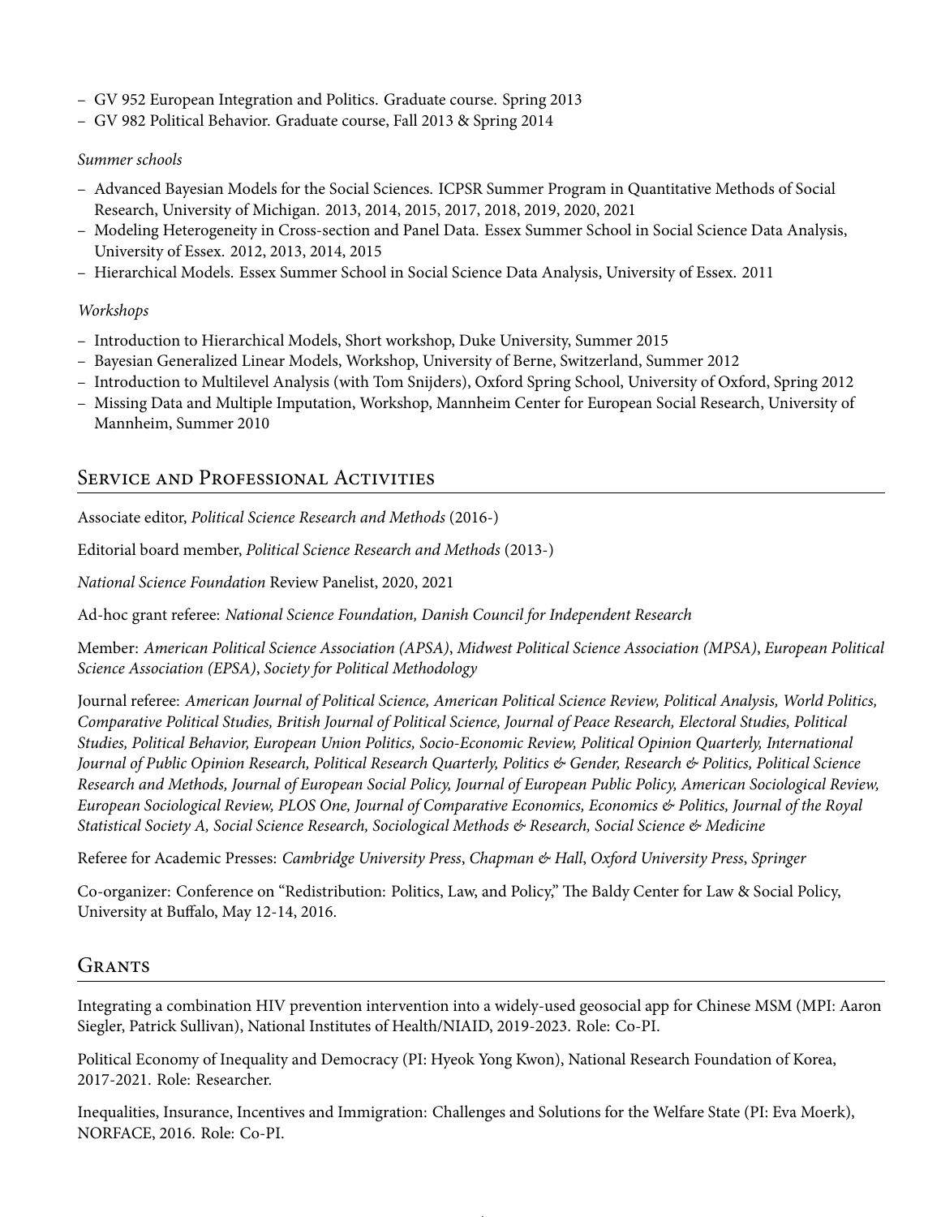- GV 952 European Integration and Politics. Graduate course. Spring 2013
- GV 982 Political Behavior. Graduate course, Fall 2013 & Spring 2014

*Summer schools*

- Advanced Bayesian Models for the Social Sciences. ICPSR Summer Program in Quantitative Methods of Social Research, University of Michigan. 2013, 2014, 2015, 2017, 2018, 2019, 2020, 2021
- Modeling Heterogeneity in Cross-section and Panel Data. Essex Summer School in Social Science Data Analysis, University of Essex. 2012, 2013, 2014, 2015
- Hierarchical Models. Essex Summer School in Social Science Data Analysis, University of Essex. 2011

*Workshops*

- Introduction to Hierarchical Models, Short workshop, Duke University, Summer 2015
- Bayesian Generalized Linear Models, Workshop, University of Berne, Switzerland, Summer 2012
- Introduction to Multilevel Analysis (with Tom Snijders), Oxford Spring School, University of Oxford, Spring 2012
- Missing Data and Multiple Imputation, Workshop, Mannheim Center for European Social Research, University of Mannheim, Summer 2010

## Service and Professional Activities

Associate editor, *Political Science Research and Methods* (2016-)

Editorial board member, *Political Science Research and Methods* (2013-)

*National Science Foundation* Review Panelist, 2020, 2021

Ad-hoc grant referee: *National Science Foundation, Danish Council for Independent Research*

Member: *American Political Science Association (APSA)*, *Midwest Political Science Association (MPSA)*, *European Political Science Association (EPSA)*, *Society for Political Methodology*

Journal referee: *American Journal of Political Science, American Political Science Review, Political Analysis, World Politics, Comparative Political Studies, British Journal of Political Science, Journal of Peace Research, Electoral Studies, Political Studies, Political Behavior, European Union Politics, Socio-Economic Review, Political Opinion Quarterly, International Journal of Public Opinion Research, Political Research Quarterly, Politics & Gender, Research & Politics, Political Science Research and Methods, Journal of European Social Policy, Journal of European Public Policy, American Sociological Review, European Sociological Review, PLOS One, Journal of Comparative Economics, Economics & Politics, Journal of the Royal Statistical Society A, Social Science Research, Sociological Methods & Research, Social Science & Medicine*

Referee for Academic Presses: *Cambridge University Press*, *Chapman & Hall*, *Oxford University Press*, *Springer*

Co-organizer: Conference on "Redistribution: Politics, Law, and Policy," The Baldy Center for Law & Social Policy, University at Buffalo, May 12-14, 2016.

## Grants

Integrating a combination HIV prevention intervention into a widely-used geosocial app for Chinese MSM (MPI: Aaron Siegler, Patrick Sullivan), National Institutes of Health/NIAID, 2019-2023. Role: Co-PI.

Political Economy of Inequality and Democracy (PI: Hyeok Yong Kwon), National Research Foundation of Korea, 2017-2021. Role: Researcher.

Inequalities, Insurance, Incentives and Immigration: Challenges and Solutions for the Welfare State (PI: Eva Moerk), NORFACE, 2016. Role: Co-PI.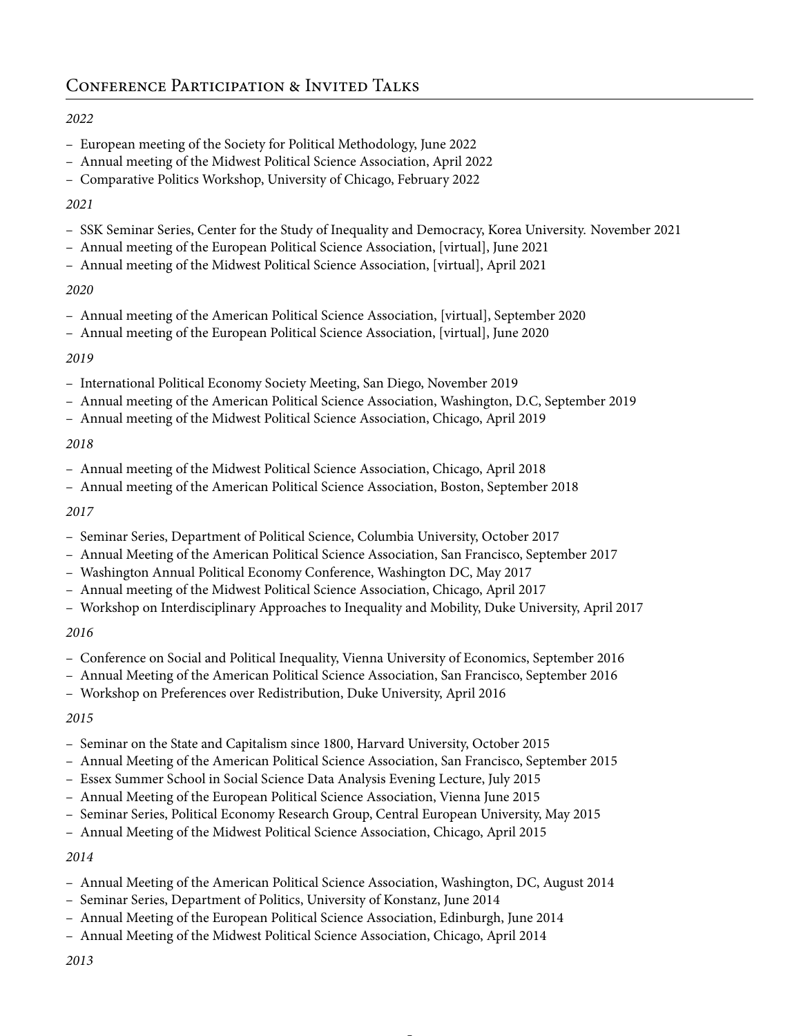## Conference Participation & Invited Talks

*2022*

- European meeting of the Society for Political Methodology, June 2022
- Annual meeting of the Midwest Political Science Association, April 2022
- Comparative Politics Workshop, University of Chicago, February 2022

*2021*

- SSK Seminar Series, Center for the Study of Inequality and Democracy, Korea University. November 2021
- Annual meeting of the European Political Science Association, [virtual], June 2021
- Annual meeting of the Midwest Political Science Association, [virtual], April 2021

*2020*

- Annual meeting of the American Political Science Association, [virtual], September 2020
- Annual meeting of the European Political Science Association, [virtual], June 2020

*2019*

- International Political Economy Society Meeting, San Diego, November 2019
- Annual meeting of the American Political Science Association, Washington, D.C, September 2019
- Annual meeting of the Midwest Political Science Association, Chicago, April 2019

*2018*

- Annual meeting of the Midwest Political Science Association, Chicago, April 2018
- Annual meeting of the American Political Science Association, Boston, September 2018

*2017*

- Seminar Series, Department of Political Science, Columbia University, October 2017
- Annual Meeting of the American Political Science Association, San Francisco, September 2017
- Washington Annual Political Economy Conference, Washington DC, May 2017
- Annual meeting of the Midwest Political Science Association, Chicago, April 2017
- Workshop on Interdisciplinary Approaches to Inequality and Mobility, Duke University, April 2017

*2016*

- Conference on Social and Political Inequality, Vienna University of Economics, September 2016
- Annual Meeting of the American Political Science Association, San Francisco, September 2016
- Workshop on Preferences over Redistribution, Duke University, April 2016

*2015*

- Seminar on the State and Capitalism since 1800, Harvard University, October 2015
- Annual Meeting of the American Political Science Association, San Francisco, September 2015
- Essex Summer School in Social Science Data Analysis Evening Lecture, July 2015
- Annual Meeting of the European Political Science Association, Vienna June 2015
- Seminar Series, Political Economy Research Group, Central European University, May 2015
- Annual Meeting of the Midwest Political Science Association, Chicago, April 2015

*2014*

- Annual Meeting of the American Political Science Association, Washington, DC, August 2014
- Seminar Series, Department of Politics, University of Konstanz, June 2014
- Annual Meeting of the European Political Science Association, Edinburgh, June 2014
- Annual Meeting of the Midwest Political Science Association, Chicago, April 2014

*2013*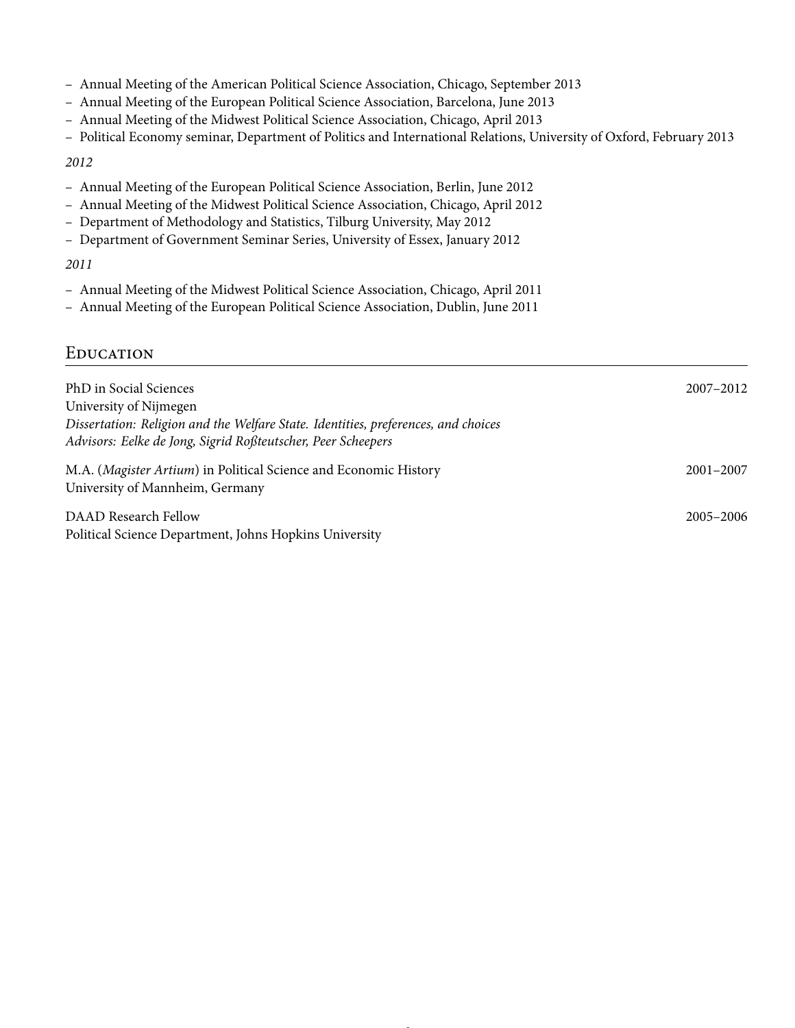- Annual Meeting of the American Political Science Association, Chicago, September 2013
- Annual Meeting of the European Political Science Association, Barcelona, June 2013
- Annual Meeting of the Midwest Political Science Association, Chicago, April 2013
- Political Economy seminar, Department of Politics and International Relations, University of Oxford, February 2013

*2012*

- Annual Meeting of the European Political Science Association, Berlin, June 2012
- Annual Meeting of the Midwest Political Science Association, Chicago, April 2012
- Department of Methodology and Statistics, Tilburg University, May 2012
- Department of Government Seminar Series, University of Essex, January 2012

*2011*

- Annual Meeting of the Midwest Political Science Association, Chicago, April 2011
- Annual Meeting of the European Political Science Association, Dublin, June 2011

## Education

PhD in Social Sciences — 2007–2012
University of Nijmegen
*Dissertation: Religion and the Welfare State. Identities, preferences, and choices*
*Advisors: Eelke de Jong, Sigrid Roßteutscher, Peer Scheepers*

M.A. (*Magister Artium*) in Political Science and Economic History — 2001–2007
University of Mannheim, Germany

DAAD Research Fellow — 2005–2006
Political Science Department, Johns Hopkins University